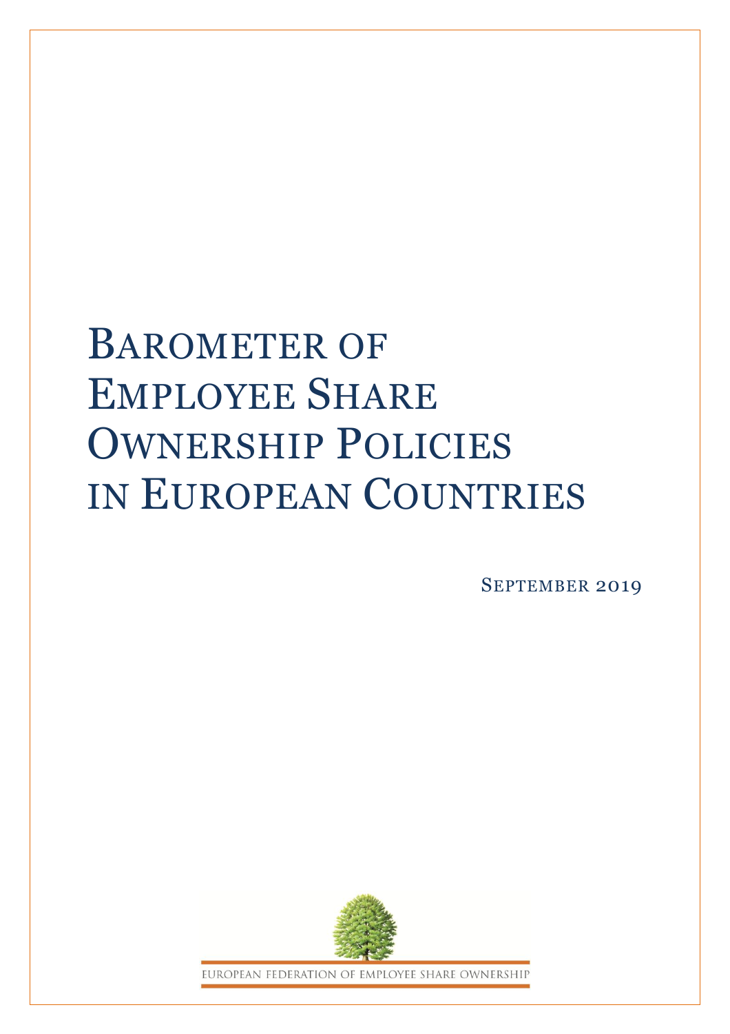# Barometer of Employee Share Ownership Policies in European Countries

September 2019

European Federation of Employee Share Ownership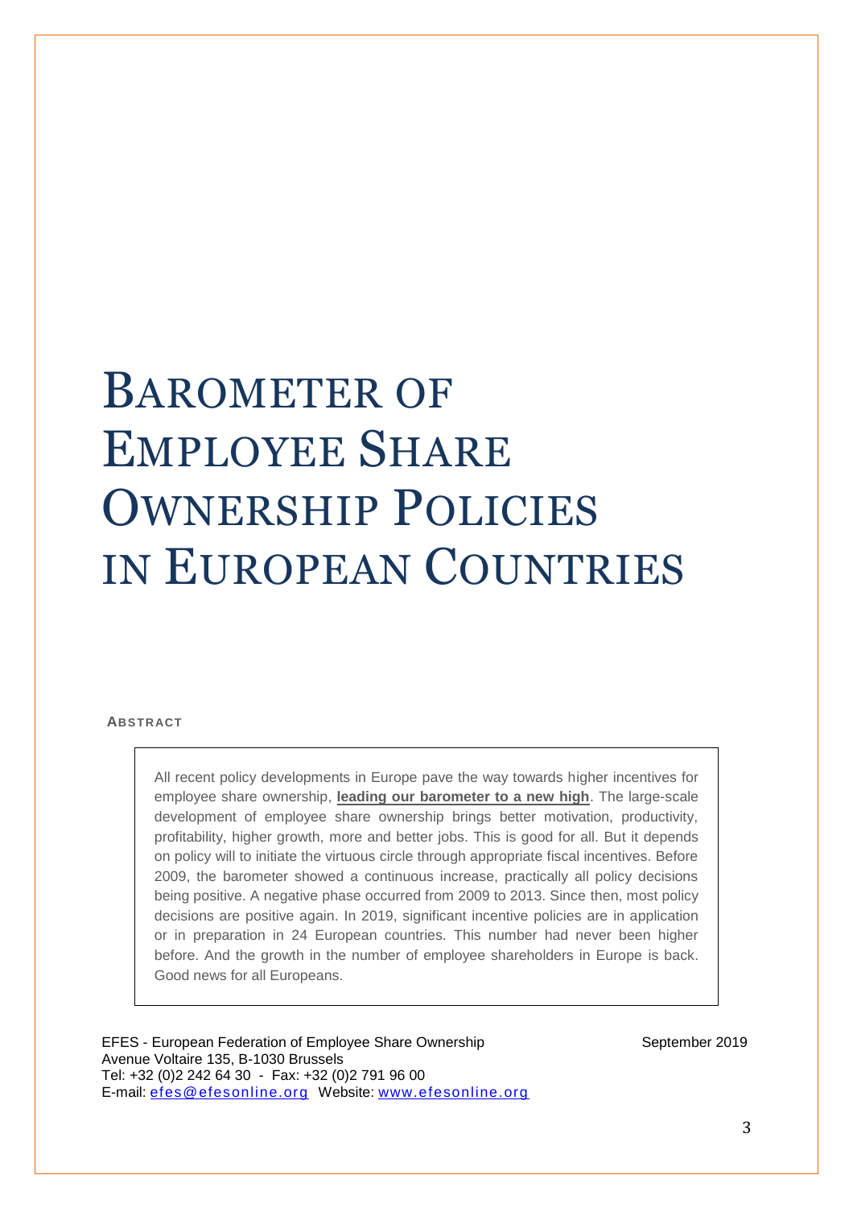# BAROMETER OF EMPLOYEE SHARE OWNERSHIP POLICIES IN EUROPEAN COUNTRIES

**ABSTRACT**

All recent policy developments in Europe pave the way towards higher incentives for employee share ownership, **leading our barometer to a new high**. The large-scale development of employee share ownership brings better motivation, productivity, profitability, higher growth, more and better jobs. This is good for all. But it depends on policy will to initiate the virtuous circle through appropriate fiscal incentives. Before 2009, the barometer showed a continuous increase, practically all policy decisions being positive. A negative phase occurred from 2009 to 2013. Since then, most policy decisions are positive again. In 2019, significant incentive policies are in application or in preparation in 24 European countries. This number had never been higher before. And the growth in the number of employee shareholders in Europe is back. Good news for all Europeans.

EFES - European Federation of Employee Share Ownership
Avenue Voltaire 135, B-1030 Brussels
Tel: +32 (0)2 242 64 30 - Fax: +32 (0)2 791 96 00
E-mail: efes@efesonline.org Website: www.efesonline.org

September 2019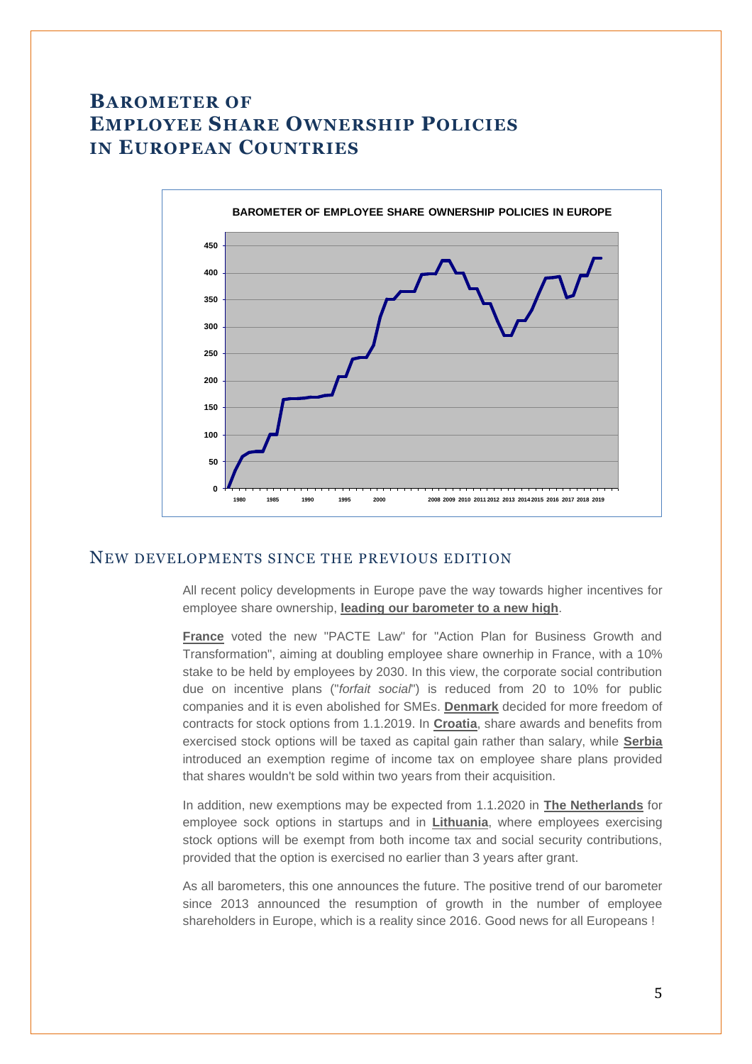# Barometer of Employee Share Ownership Policies in European Countries

BAROMETER OF EMPLOYEE SHARE OWNERSHIP POLICIES IN EUROPE

450
400
350
300
250
200
150
100
50
0

1980 1985 1990 1995 2000 2008 2009 2010 2011 2012 2013 2014 2015 2016 2017 2018 2019

## New developments since the previous edition

All recent policy developments in Europe pave the way towards higher incentives for employee share ownership, **leading our barometer to a new high**.

**France** voted the new "PACTE Law" for "Action Plan for Business Growth and Transformation", aiming at doubling employee share ownerhip in France, with a 10% stake to be held by employees by 2030. In this view, the corporate social contribution due on incentive plans ("*forfait social*") is reduced from 20 to 10% for public companies and it is even abolished for SMEs. **Denmark** decided for more freedom of contracts for stock options from 1.1.2019. In **Croatia**, share awards and benefits from exercised stock options will be taxed as capital gain rather than salary, while **Serbia** introduced an exemption regime of income tax on employee share plans provided that shares wouldn't be sold within two years from their acquisition.

In addition, new exemptions may be expected from 1.1.2020 in **The Netherlands** for employee sock options in startups and in **Lithuania**, where employees exercising stock options will be exempt from both income tax and social security contributions, provided that the option is exercised no earlier than 3 years after grant.

As all barometers, this one announces the future. The positive trend of our barometer since 2013 announced the resumption of growth in the number of employee shareholders in Europe, which is a reality since 2016. Good news for all Europeans !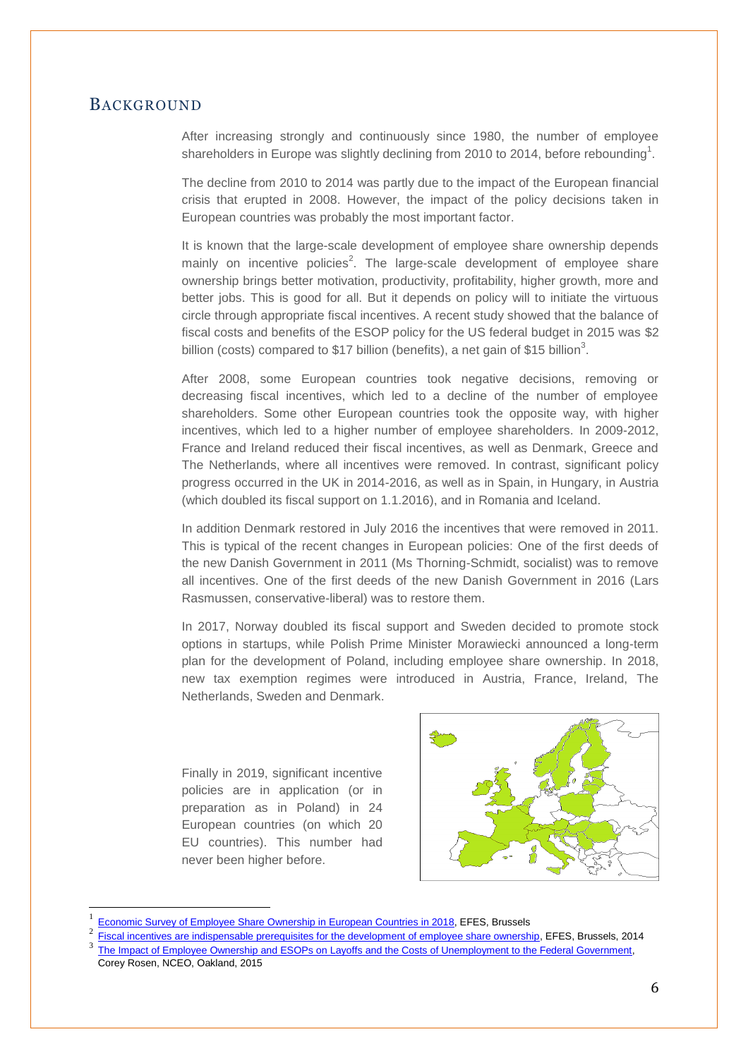## BACKGROUND

After increasing strongly and continuously since 1980, the number of employee shareholders in Europe was slightly declining from 2010 to 2014, before rebounding[1].

The decline from 2010 to 2014 was partly due to the impact of the European financial crisis that erupted in 2008. However, the impact of the policy decisions taken in European countries was probably the most important factor.

It is known that the large-scale development of employee share ownership depends mainly on incentive policies[2]. The large-scale development of employee share ownership brings better motivation, productivity, profitability, higher growth, more and better jobs. This is good for all. But it depends on policy will to initiate the virtuous circle through appropriate fiscal incentives. A recent study showed that the balance of fiscal costs and benefits of the ESOP policy for the US federal budget in 2015 was $2 billion (costs) compared to $17 billion (benefits), a net gain of $15 billion[3].

After 2008, some European countries took negative decisions, removing or decreasing fiscal incentives, which led to a decline of the number of employee shareholders. Some other European countries took the opposite way, with higher incentives, which led to a higher number of employee shareholders. In 2009-2012, France and Ireland reduced their fiscal incentives, as well as Denmark, Greece and The Netherlands, where all incentives were removed. In contrast, significant policy progress occurred in the UK in 2014-2016, as well as in Spain, in Hungary, in Austria (which doubled its fiscal support on 1.1.2016), and in Romania and Iceland.

In addition Denmark restored in July 2016 the incentives that were removed in 2011. This is typical of the recent changes in European policies: One of the first deeds of the new Danish Government in 2011 (Ms Thorning-Schmidt, socialist) was to remove all incentives. One of the first deeds of the new Danish Government in 2016 (Lars Rasmussen, conservative-liberal) was to restore them.

In 2017, Norway doubled its fiscal support and Sweden decided to promote stock options in startups, while Polish Prime Minister Morawiecki announced a long-term plan for the development of Poland, including employee share ownership. In 2018, new tax exemption regimes were introduced in Austria, France, Ireland, The Netherlands, Sweden and Denmark.

Finally in 2019, significant incentive policies are in application (or in preparation as in Poland) in 24 European countries (on which 20 EU countries). This number had never been higher before.

[1] Economic Survey of Employee Share Ownership in European Countries in 2018, EFES, Brussels

[2] Fiscal incentives are indispensable prerequisites for the development of employee share ownership, EFES, Brussels, 2014

[3] The Impact of Employee Ownership and ESOPs on Layoffs and the Costs of Unemployment to the Federal Government, Corey Rosen, NCEO, Oakland, 2015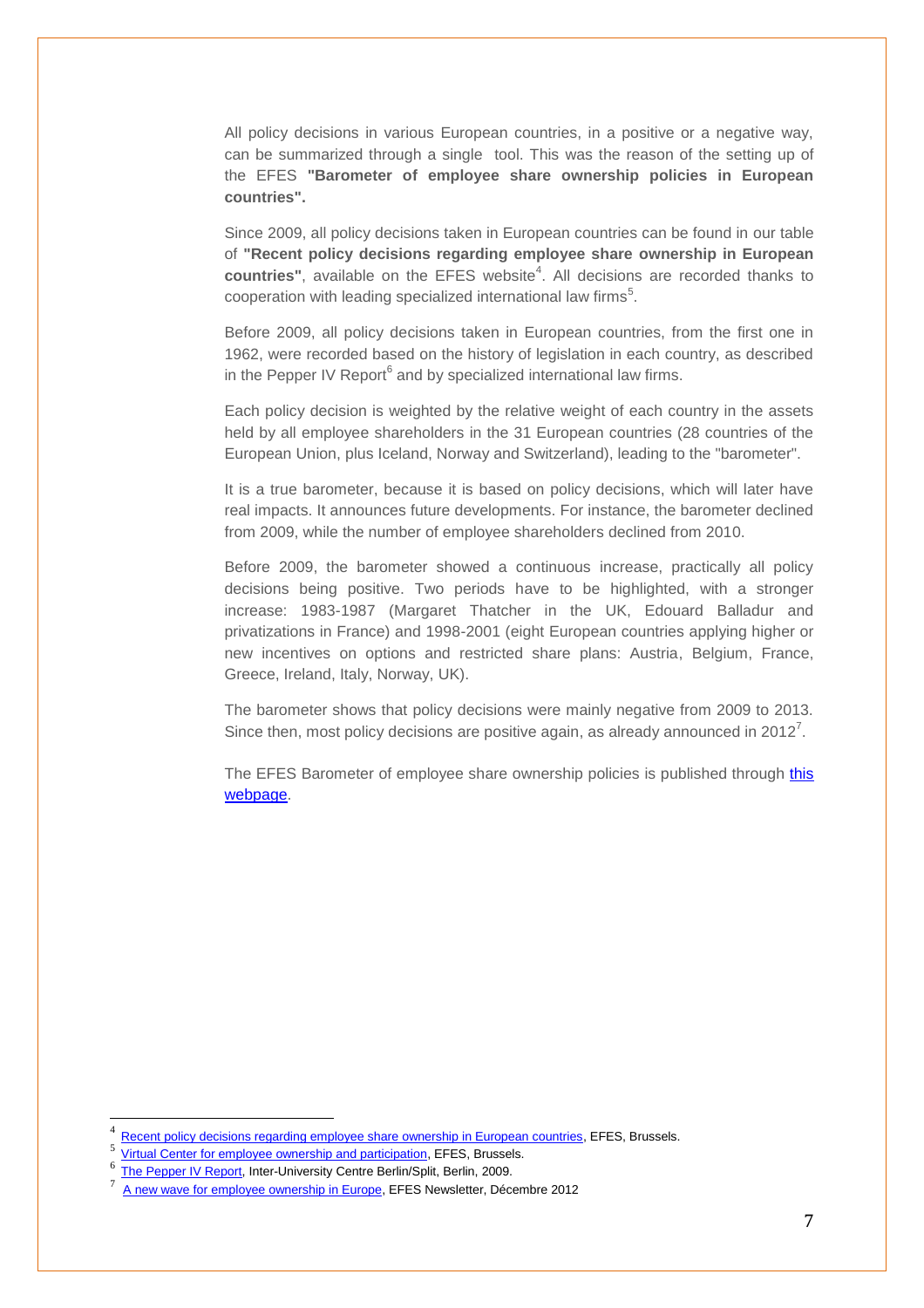All policy decisions in various European countries, in a positive or a negative way, can be summarized through a single tool. This was the reason of the setting up of the EFES **"Barometer of employee share ownership policies in European countries".**

Since 2009, all policy decisions taken in European countries can be found in our table of **"Recent policy decisions regarding employee share ownership in European countries"**, available on the EFES website[4]. All decisions are recorded thanks to cooperation with leading specialized international law firms[5].

Before 2009, all policy decisions taken in European countries, from the first one in 1962, were recorded based on the history of legislation in each country, as described in the Pepper IV Report[6] and by specialized international law firms.

Each policy decision is weighted by the relative weight of each country in the assets held by all employee shareholders in the 31 European countries (28 countries of the European Union, plus Iceland, Norway and Switzerland), leading to the "barometer".

It is a true barometer, because it is based on policy decisions, which will later have real impacts. It announces future developments. For instance, the barometer declined from 2009, while the number of employee shareholders declined from 2010.

Before 2009, the barometer showed a continuous increase, practically all policy decisions being positive. Two periods have to be highlighted, with a stronger increase: 1983-1987 (Margaret Thatcher in the UK, Edouard Balladur and privatizations in France) and 1998-2001 (eight European countries applying higher or new incentives on options and restricted share plans: Austria, Belgium, France, Greece, Ireland, Italy, Norway, UK).

The barometer shows that policy decisions were mainly negative from 2009 to 2013. Since then, most policy decisions are positive again, as already announced in 2012[7].

The EFES Barometer of employee share ownership policies is published through this webpage.

---

[4] Recent policy decisions regarding employee share ownership in European countries, EFES, Brussels.

[5] Virtual Center for employee ownership and participation, EFES, Brussels.

[6] The Pepper IV Report, Inter-University Centre Berlin/Split, Berlin, 2009.

[7] A new wave for employee ownership in Europe, EFES Newsletter, Décembre 2012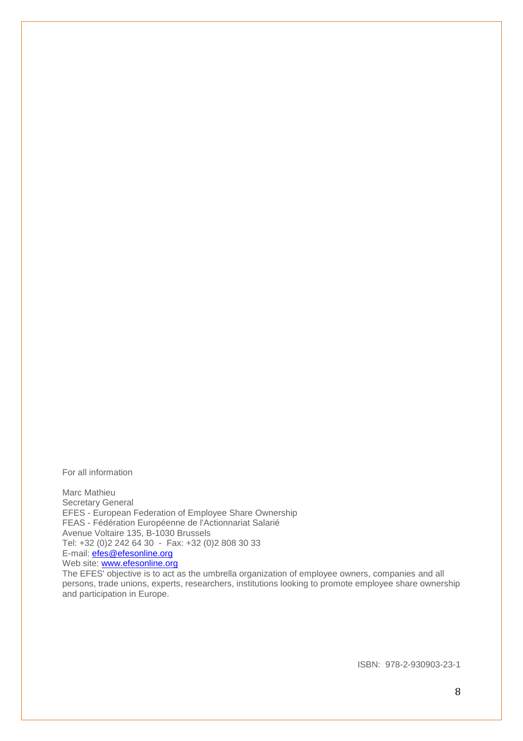For all information

Marc Mathieu
Secretary General
EFES - European Federation of Employee Share Ownership
FEAS - Fédération Européenne de l'Actionnariat Salarié
Avenue Voltaire 135, B-1030 Brussels
Tel: +32 (0)2 242 64 30 - Fax: +32 (0)2 808 30 33
E-mail: efes@efesonline.org
Web site: www.efesonline.org
The EFES' objective is to act as the umbrella organization of employee owners, companies and all persons, trade unions, experts, researchers, institutions looking to promote employee share ownership and participation in Europe.

ISBN: 978-2-930903-23-1